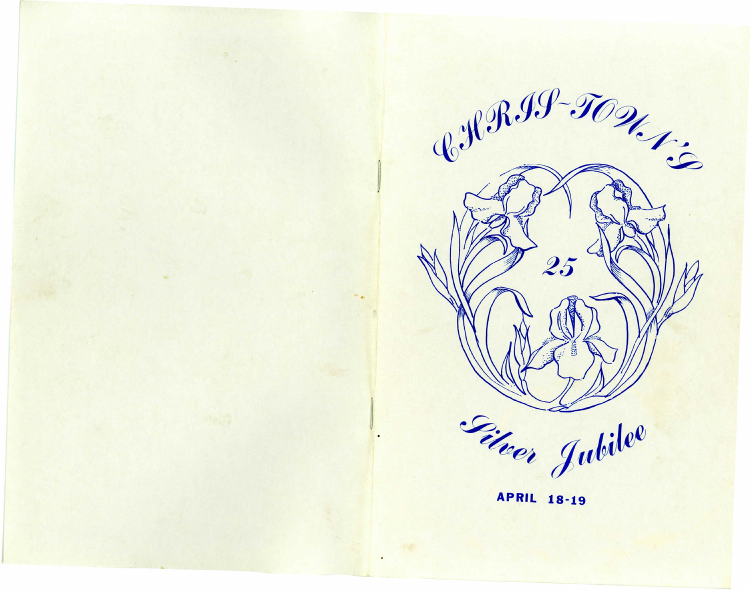# CHRIS-TOWN'S

25

## Silver Jubilee

**APRIL 18-19**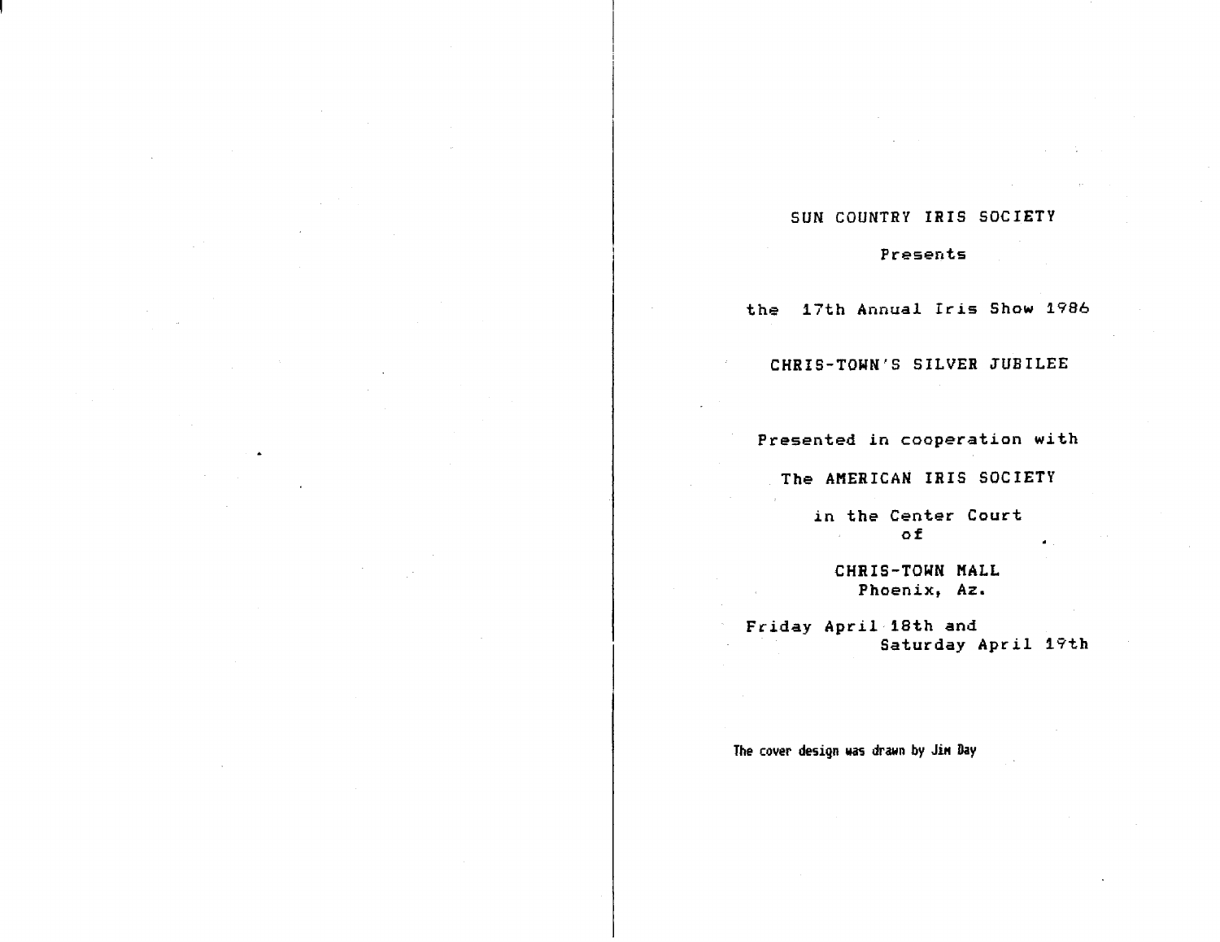SUN COUNTRY IRIS SOCIETY

Presents

the 17th Annual Iris Show 1986

CHRIS-TOWN'S SILVER JUBILEE

Presented in cooperation with

The AMERICAN IRIS SOCIETY

in the Center Court
of

CHRIS-TOWN MALL
Phoenix, Az.

Friday April 18th and
Saturday April 19th

The cover design was drawn by Jim Day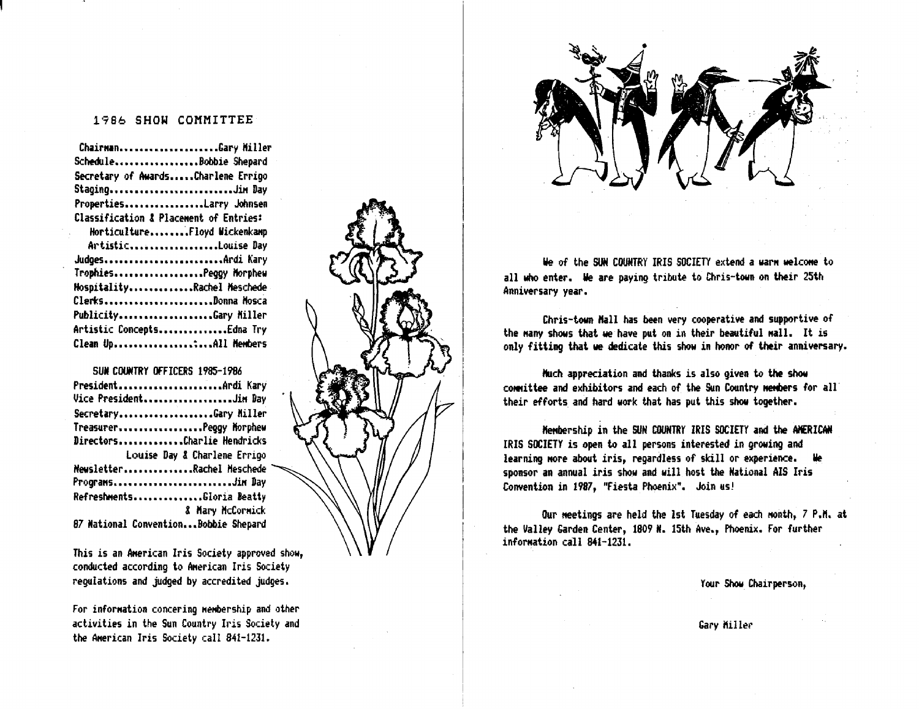## 1986 SHOW COMMITTEE

Chairman....................Gary Miller
Schedule.................Bobbie Shepard
Secretary of Awards.....Charlene Errigo
Staging.........................Jim Day
Properties................Larry Johnsen
Classification & Placement of Entries:
Horticulture........Floyd Wickenkamp
Artistic..................Louise Day
Judges.......................Ardi Kary
Trophies..................Peggy Morphew
Hospitality.............Rachel Meschede
Clerks......................Donna Mosca
Publicity...................Gary Miller
Artistic Concepts..............Edna Try
Clean Up................:...All Members

### SUN COUNTRY OFFICERS 1985-1986

President.....................Ardi Kary
Vice President...................Jim Day
Secretary...................Gary Miller
Treasurer.................Peggy Morphew
Directors.............Charlie Hendricks
Louise Day & Charlene Errigo
Newsletter..............Rachel Meschede
Programs........................Jim Day
Refreshments..............Gloria Beatty
& Mary McCormick
87 National Convention...Bobbie Shepard

This is an American Iris Society approved show, conducted according to American Iris Society regulations and judged by accredited judges.

For information concering membership and other activities in the Sun Country Iris Society and the American Iris Society call 841-1231.

We of the SUN COUNTRY IRIS SOCIETY extend a warm welcome to all who enter. We are paying tribute to Chris-town on their 25th Anniversary year.

Chris-town Mall has been very cooperative and supportive of the many shows that we have put on in their beautiful mall. It is only fitting that we dedicate this show in honor of their anniversary.

Much appreciation and thanks is also given to the show committee and exhibitors and each of the Sun Country members for all their efforts and hard work that has put this show together.

Membership in the SUN COUNTRY IRIS SOCIETY and the AMERICAN IRIS SOCIETY is open to all persons interested in growing and learning more about iris, regardless of skill or experience. We sponsor an annual iris show and will host the National AIS Iris Convention in 1987, "Fiesta Phoenix". Join us!

Our meetings are held the 1st Tuesday of each month, 7 P.M. at the Valley Garden Center, 1809 N. 15th Ave., Phoenix. For further information call 841-1231.

Your Show Chairperson,

Gary Miller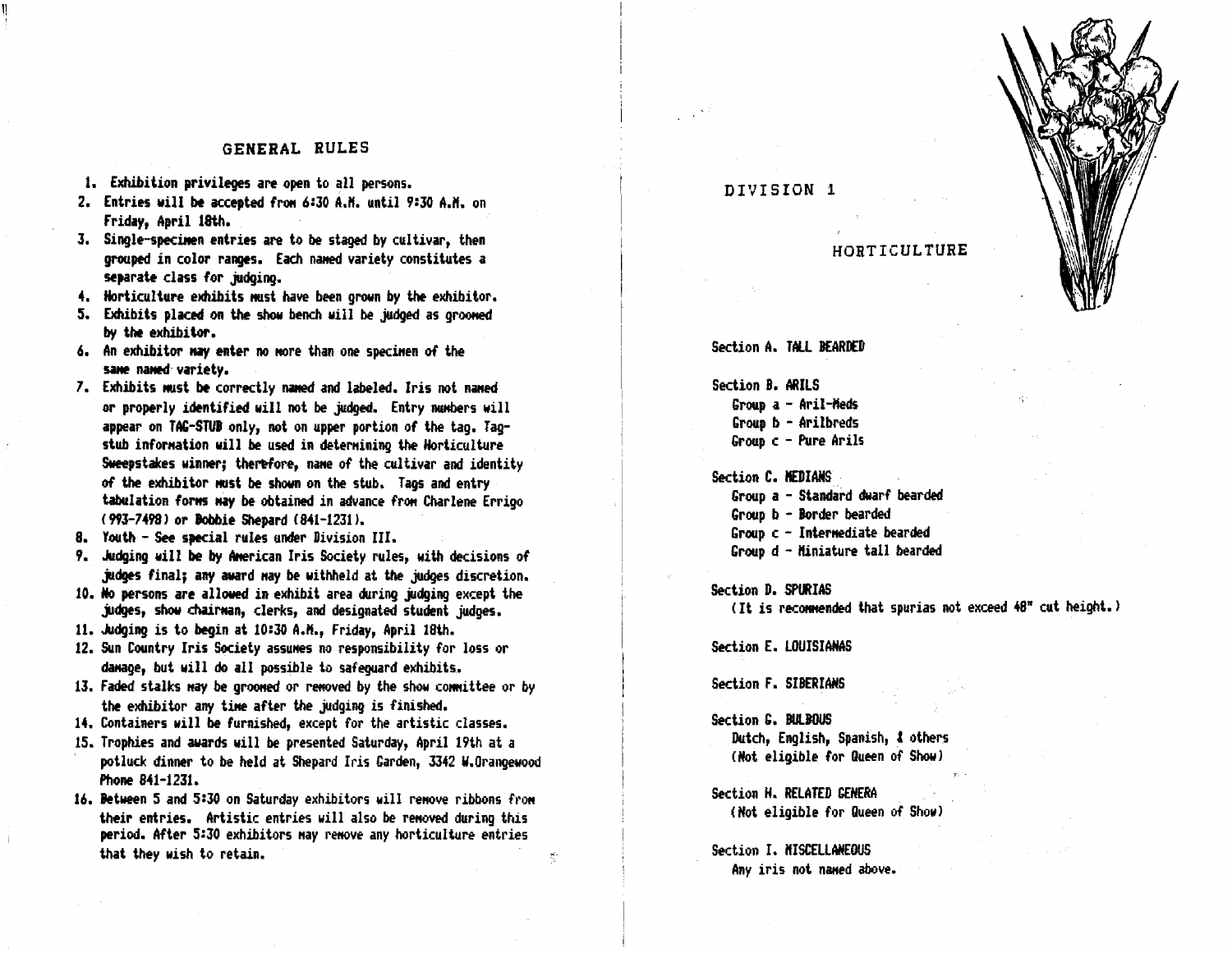## GENERAL RULES

1. Exhibition privileges are open to all persons.
2. Entries will be accepted from 6:30 A.M. until 9:30 A.M. on Friday, April 18th.
3. Single-specimen entries are to be staged by cultivar, then grouped in color ranges. Each named variety constitutes a separate class for judging.
4. Horticulture exhibits must have been grown by the exhibitor.
5. Exhibits placed on the show bench will be judged as groomed by the exhibitor.
6. An exhibitor may enter no more than one specimen of the same named variety.
7. Exhibits must be correctly named and labeled. Iris not named or properly identified will not be judged. Entry numbers will appear on TAG-STUB only, not on upper portion of the tag. Tag-stub information will be used in determining the Horticulture Sweepstakes winner; therefore, name of the cultivar and identity of the exhibitor must be shown on the stub. Tags and entry tabulation forms may be obtained in advance from Charlene Errigo (993-7498) or Bobbie Shepard (841-1231).
8. Youth - See special rules under Division III.
9. Judging will be by American Iris Society rules, with decisions of judges final; any award may be withheld at the judges discretion.
10. No persons are allowed in exhibit area during judging except the judges, show chairman, clerks, and designated student judges.
11. Judging is to begin at 10:30 A.M., Friday, April 18th.
12. Sun Country Iris Society assumes no responsibility for loss or damage, but will do all possible to safeguard exhibits.
13. Faded stalks may be groomed or removed by the show committee or by the exhibitor any time after the judging is finished.
14. Containers will be furnished, except for the artistic classes.
15. Trophies and awards will be presented Saturday, April 19th at a potluck dinner to be held at Shepard Iris Garden, 3342 W.Orangewood Phone 841-1231.
16. Between 5 and 5:30 on Saturday exhibitors will remove ribbons from their entries. Artistic entries will also be removed during this period. After 5:30 exhibitors may remove any horticulture entries that they wish to retain.

## DIVISION 1

### HORTICULTURE

**Section A. TALL BEARDED**

**Section B. ARILS**
- Group a - Aril-Meds
- Group b - Arilbreds
- Group c - Pure Arils

**Section C. MEDIANS**
- Group a - Standard dwarf bearded
- Group b - Border bearded
- Group c - Intermediate bearded
- Group d - Miniature tall bearded

**Section D. SPURIAS**
(It is recommended that spurias not exceed 48" cut height.)

**Section E. LOUISIANAS**

**Section F. SIBERIANS**

**Section G. BULBOUS**
Dutch, English, Spanish, & others
(Not eligible for Queen of Show)

**Section H. RELATED GENERA**
(Not eligible for Queen of Show)

**Section I. MISCELLANEOUS**
Any iris not named above.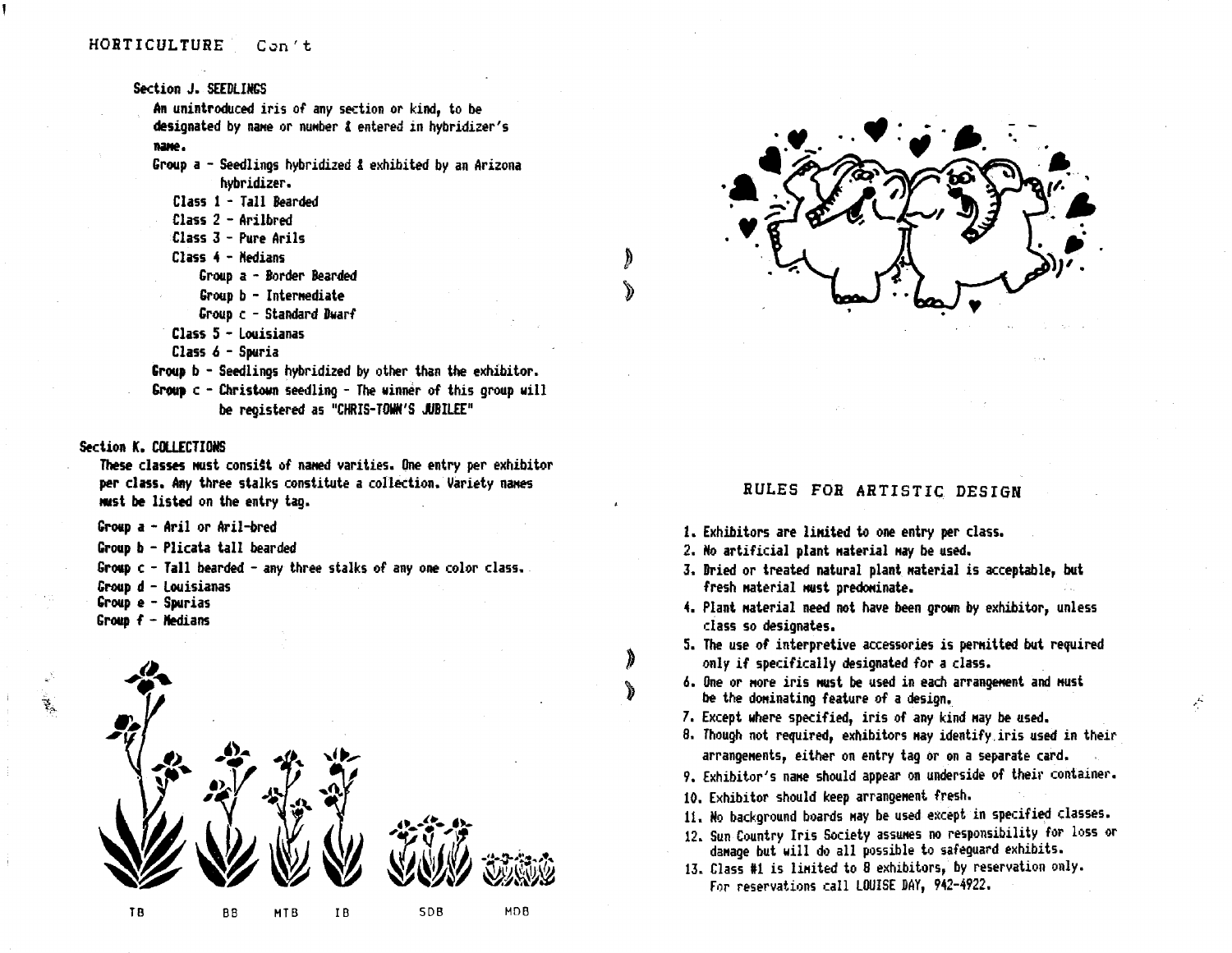## HORTICULTURE Con't

### Section J. SEEDLINGS

An unintroduced iris of any section or kind, to be designated by name or number & entered in hybridizer's name.

Group a - Seedlings hybridized & exhibited by an Arizona hybridizer.

- Class 1 - Tall Bearded
- Class 2 - Arilbred
- Class 3 - Pure Arils
- Class 4 - Medians
  - Group a - Border Bearded
  - Group b - Intermediate
  - Group c - Standard Dwarf
- Class 5 - Louisianas
- Class 6 - Spuria

Group b - Seedlings hybridized by other than the exhibitor.

Group c - Christown seedling - The winner of this group will be registered as "CHRIS-TOWN'S JUBILEE"

### Section K. COLLECTIONS

These classes must consist of named varieties. One entry per exhibitor per class. Any three stalks constitute a collection. Variety names must be listed on the entry tag.

- Group a - Aril or Aril-bred
- Group b - Plicata tall bearded
- Group c - Tall bearded - any three stalks of any one color class.
- Group d - Louisianas
- Group e - Spurias
- Group f - Medians

TB BB MTB IB SDB MDB

## RULES FOR ARTISTIC DESIGN

1. Exhibitors are limited to one entry per class.
2. No artificial plant material may be used.
3. Dried or treated natural plant material is acceptable, but fresh material must predominate.
4. Plant material need not have been grown by exhibitor, unless class so designates.
5. The use of interpretive accessories is permitted but required only if specifically designated for a class.
6. One or more iris must be used in each arrangement and must be the dominating feature of a design.
7. Except where specified, iris of any kind may be used.
8. Though not required, exhibitors may identify iris used in their arrangements, either on entry tag or on a separate card.
9. Exhibitor's name should appear on underside of their container.
10. Exhibitor should keep arrangement fresh.
11. No background boards may be used except in specified classes.
12. Sun Country Iris Society assumes no responsibility for loss or damage but will do all possible to safeguard exhibits.
13. Class #1 is limited to 8 exhibitors, by reservation only. For reservations call LOUISE DAY, 942-4922.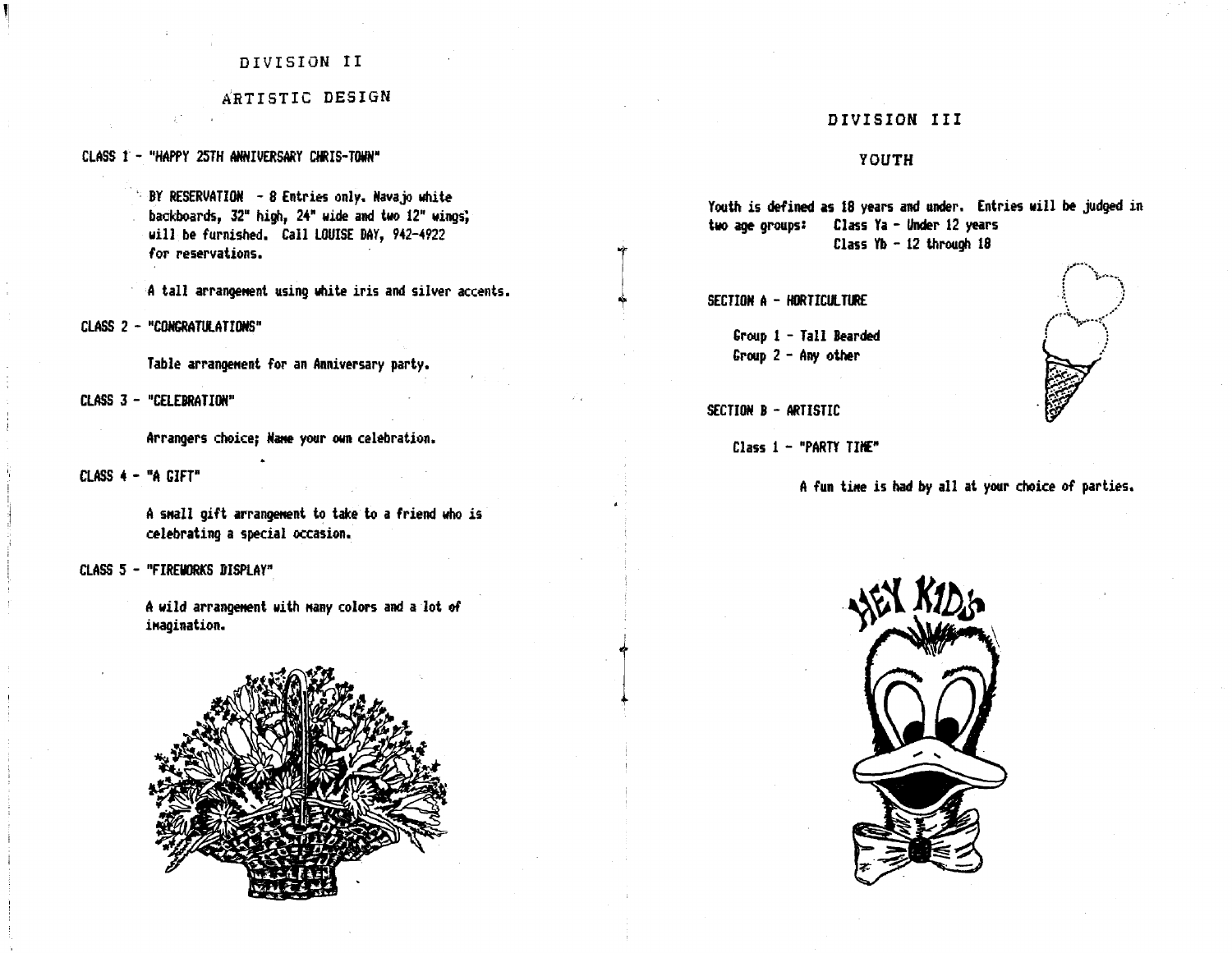# DIVISION II

## ARTISTIC DESIGN

**CLASS 1 - "HAPPY 25TH ANNIVERSARY CHRIS-TOWN"**

BY RESERVATION - 8 Entries only. Navajo white backboards, 32" high, 24" wide and two 12" wings; will be furnished. Call LOUISE DAY, 942-4922 for reservations.

A tall arrangement using white iris and silver accents.

**CLASS 2 - "CONGRATULATIONS"**

Table arrangement for an Anniversary party.

**CLASS 3 - "CELEBRATION"**

Arrangers choice; Name your own celebration.

**CLASS 4 - "A GIFT"**

A small gift arrangement to take to a friend who is celebrating a special occasion.

**CLASS 5 - "FIREWORKS DISPLAY"**

A wild arrangement with many colors and a lot of imagination.

# DIVISION III

## YOUTH

Youth is defined as 18 years and under. Entries will be judged in two age groups: Class Ya - Under 12 years
Class Yb - 12 through 18

**SECTION A - HORTICULTURE**

Group 1 - Tall Bearded
Group 2 - Any other

**SECTION B - ARTISTIC**

Class 1 - "PARTY TIME"

A fun time is had by all at your choice of parties.

HEY KIDS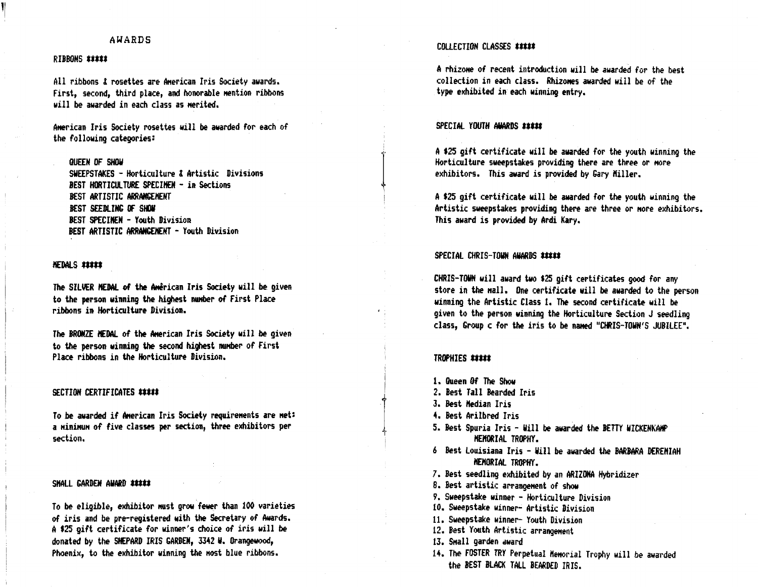# AWARDS

## RIBBONS *****

All ribbons & rosettes are American Iris Society awards. First, second, third place, and honorable mention ribbons will be awarded in each class as merited.

American Iris Society rosettes will be awarded for each of the following categories:

- **QUEEN OF SHOW**
- **SWEEPSTAKES** - Horticulture & Artistic Divisions
- **BEST HORTICULTURE SPECIMEN** - in Sections
- **BEST ARTISTIC ARRANGEMENT**
- **BEST SEEDLING OF SHOW**
- **BEST SPECIMEN** - Youth Division
- **BEST ARTISTIC ARRANGEMENT** - Youth Division

## MEDALS *****

The **SILVER MEDAL** of the American Iris Society will be given to the person winning the highest number of First Place ribbons in Horticulture Division.

The **BRONZE MEDAL** of the American Iris Society will be given to the person winning the second highest number of First Place ribbons in the Horticulture Division.

## SECTION CERTIFICATES *****

To be awarded if American Iris Society requirements are met: a minimum of five classes per section, three exhibitors per section.

## SMALL GARDEN AWARD *****

To be eligible, exhibitor must grow fewer than 100 varieties of iris and be pre-registered with the Secretary of Awards. A $25 gift certificate for winner's choice of iris will be donated by the **SHEPARD IRIS GARDEN**, 3342 W. Orangewood, Phoenix, to the exhibitor winning the most blue ribbons.

## COLLECTION CLASSES *****

A rhizome of recent introduction will be awarded for the best collection in each class. Rhizomes awarded will be of the type exhibited in each winning entry.

## SPECIAL YOUTH AWARDS *****

A $25 gift certificate will be awarded for the youth winning the Horticulture sweepstakes providing there are three or more exhibitors. This award is provided by Gary Miller.

A $25 gift certificate will be awarded for the youth winning the Artistic sweepstakes providing there are three or more exhibitors. This award is provided by Ardi Kary.

## SPECIAL CHRIS-TOWN AWARDS *****

CHRIS-TOWN will award two $25 gift certificates good for any store in the mall. One certificate will be awarded to the person winning the Artistic Class 1. The second certificate will be given to the person winning the Horticulture Section J seedling class, Group c for the iris to be named "CHRIS-TOWN'S JUBILEE".

## TROPHIES *****

1. Queen Of The Show
2. Best Tall Bearded Iris
3. Best Median Iris
4. Best Arilbred Iris
5. Best Spuria Iris - Will be awarded the **BETTY WICKENKAMP MEMORIAL TROPHY.**
6. Best Louisiana Iris - Will be awarded the **BARBARA DEREMIAH MEMORIAL TROPHY.**
7. Best seedling exhibited by an ARIZONA Hybridizer
8. Best artistic arrangement of show
9. Sweepstake winner - Horticulture Division
10. Sweepstake winner- Artistic Division
11. Sweepstake winner- Youth Division
12. Best Youth Artistic arrangement
13. Small garden award
14. The FOSTER TRY Perpetual Memorial Trophy will be awarded the BEST BLACK TALL BEARDED IRIS.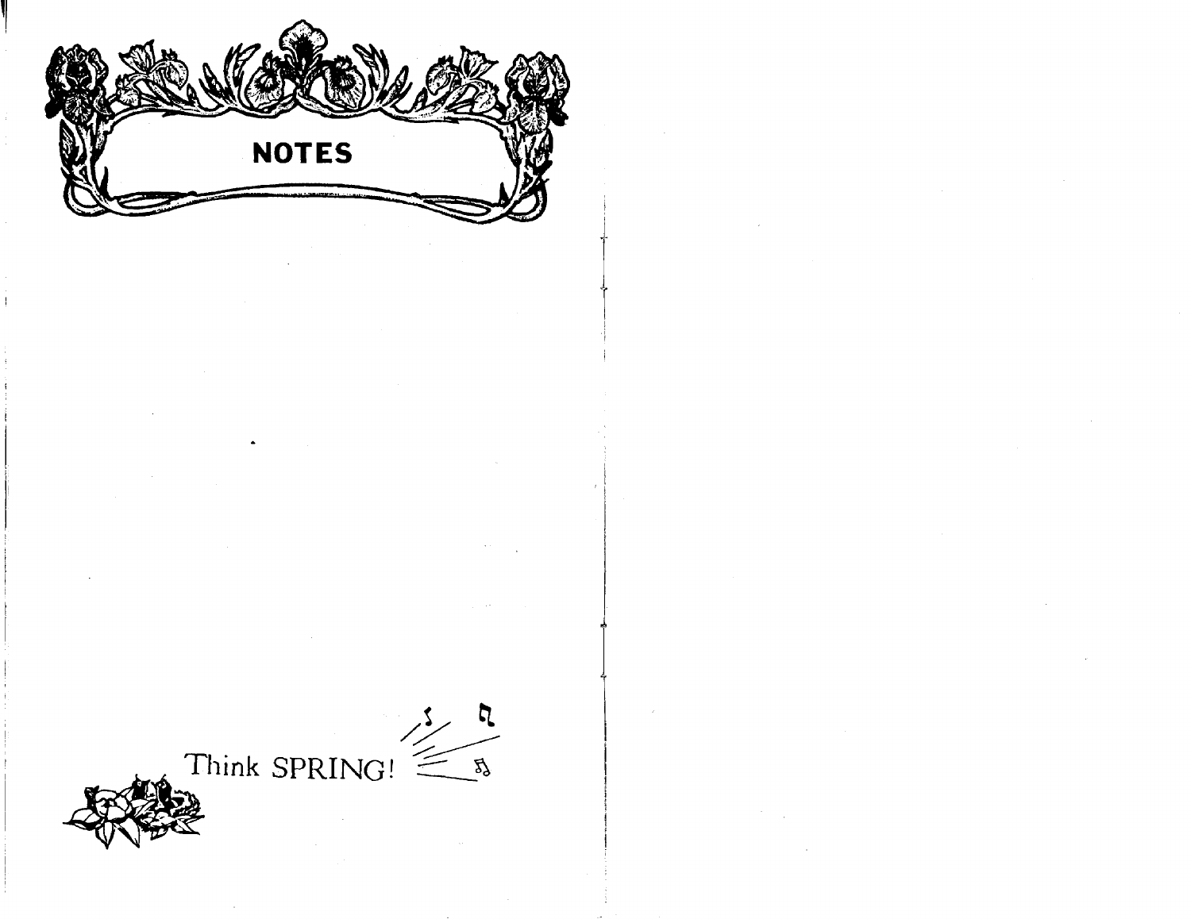# NOTES

Think SPRING!